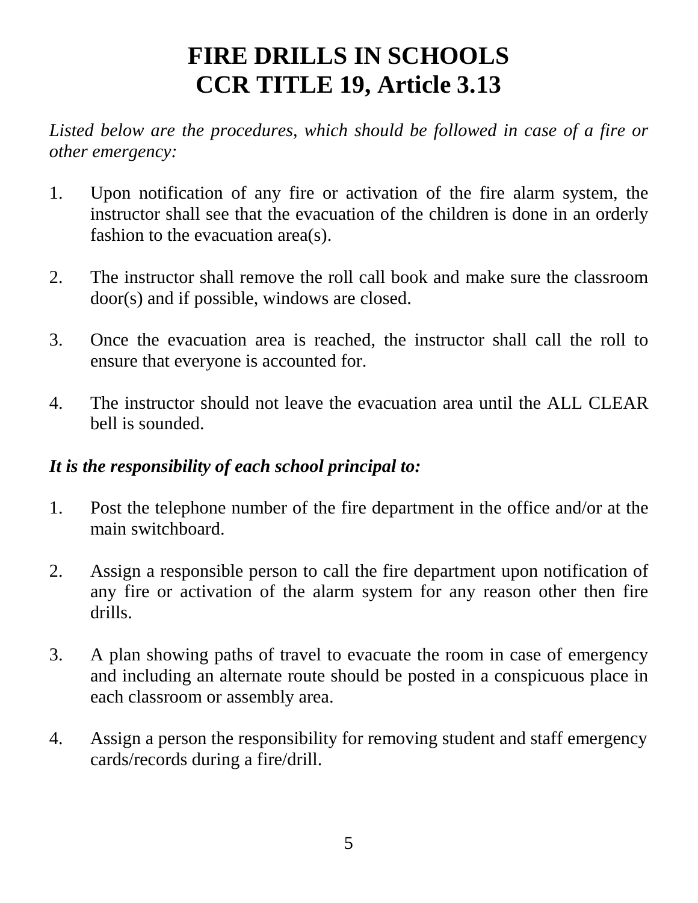# FIRE DRILLS IN SCHOOLS
# CCR TITLE 19, Article 3.13

*Listed below are the procedures, which should be followed in case of a fire or other emergency:*

1. Upon notification of any fire or activation of the fire alarm system, the instructor shall see that the evacuation of the children is done in an orderly fashion to the evacuation area(s).

2. The instructor shall remove the roll call book and make sure the classroom door(s) and if possible, windows are closed.

3. Once the evacuation area is reached, the instructor shall call the roll to ensure that everyone is accounted for.

4. The instructor should not leave the evacuation area until the ALL CLEAR bell is sounded.

***It is the responsibility of each school principal to:***

1. Post the telephone number of the fire department in the office and/or at the main switchboard.

2. Assign a responsible person to call the fire department upon notification of any fire or activation of the alarm system for any reason other then fire drills.

3. A plan showing paths of travel to evacuate the room in case of emergency and including an alternate route should be posted in a conspicuous place in each classroom or assembly area.

4. Assign a person the responsibility for removing student and staff emergency cards/records during a fire/drill.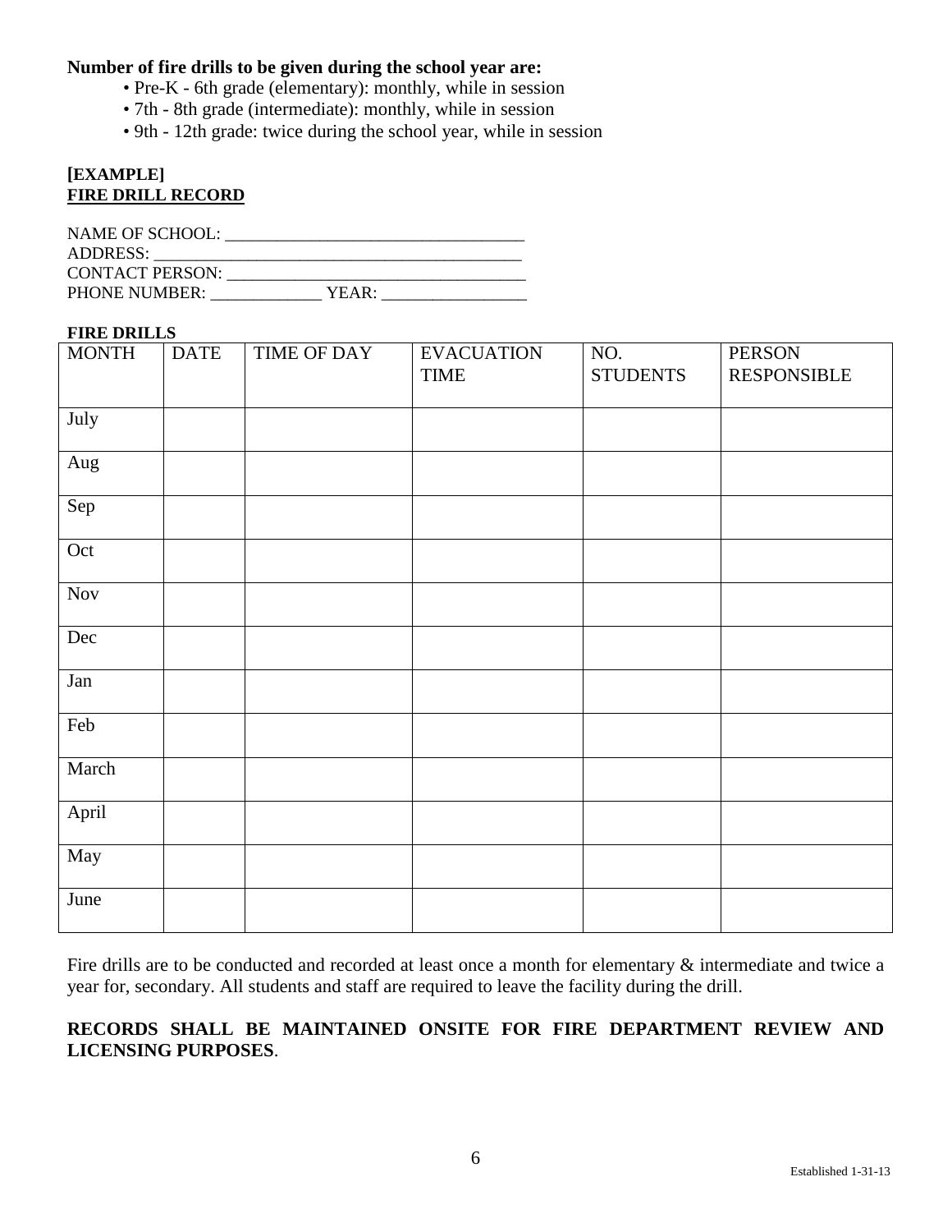**Number of fire drills to be given during the school year are:**

- Pre-K - 6th grade (elementary): monthly, while in session
- 7th - 8th grade (intermediate): monthly, while in session
- 9th - 12th grade: twice during the school year, while in session

**[EXAMPLE]**
**FIRE DRILL RECORD**

NAME OF SCHOOL: ___________________________________
ADDRESS: ___________________________________________
CONTACT PERSON: ___________________________________
PHONE NUMBER: _____________ YEAR: _________________

**FIRE DRILLS**

| MONTH | DATE | TIME OF DAY | EVACUATION TIME | NO. STUDENTS | PERSON RESPONSIBLE |
|---|---|---|---|---|---|
| July | | | | | |
| Aug | | | | | |
| Sep | | | | | |
| Oct | | | | | |
| Nov | | | | | |
| Dec | | | | | |
| Jan | | | | | |
| Feb | | | | | |
| March | | | | | |
| April | | | | | |
| May | | | | | |
| June | | | | | |

Fire drills are to be conducted and recorded at least once a month for elementary & intermediate and twice a year for, secondary. All students and staff are required to leave the facility during the drill.

**RECORDS SHALL BE MAINTAINED ONSITE FOR FIRE DEPARTMENT REVIEW AND LICENSING PURPOSES**.

Established 1-31-13